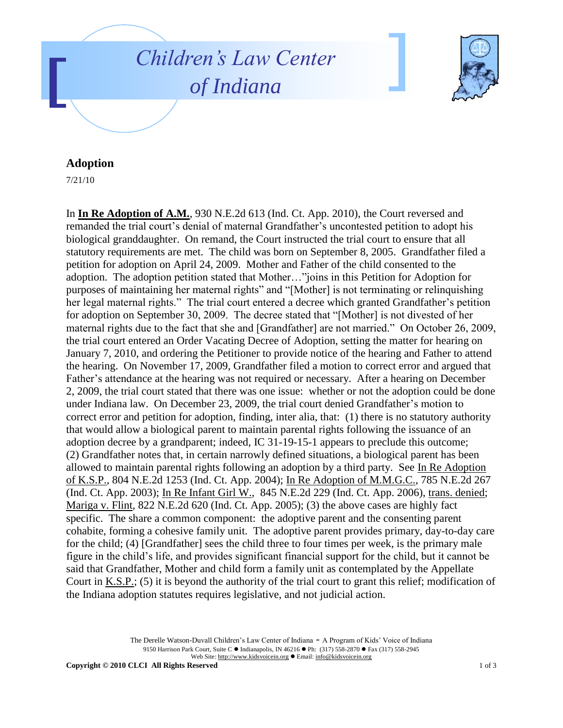# Children's Law Center of Indiana

## Adoption

7/21/10

In **In Re Adoption of A.M.**, 930 N.E.2d 613 (Ind. Ct. App. 2010), the Court reversed and remanded the trial court's denial of maternal Grandfather's uncontested petition to adopt his biological granddaughter. On remand, the Court instructed the trial court to ensure that all statutory requirements are met. The child was born on September 8, 2005. Grandfather filed a petition for adoption on April 24, 2009. Mother and Father of the child consented to the adoption. The adoption petition stated that Mother…"joins in this Petition for Adoption for purposes of maintaining her maternal rights" and "[Mother] is not terminating or relinquishing her legal maternal rights." The trial court entered a decree which granted Grandfather's petition for adoption on September 30, 2009. The decree stated that "[Mother] is not divested of her maternal rights due to the fact that she and [Grandfather] are not married." On October 26, 2009, the trial court entered an Order Vacating Decree of Adoption, setting the matter for hearing on January 7, 2010, and ordering the Petitioner to provide notice of the hearing and Father to attend the hearing. On November 17, 2009, Grandfather filed a motion to correct error and argued that Father's attendance at the hearing was not required or necessary. After a hearing on December 2, 2009, the trial court stated that there was one issue: whether or not the adoption could be done under Indiana law. On December 23, 2009, the trial court denied Grandfather's motion to correct error and petition for adoption, finding, inter alia, that: (1) there is no statutory authority that would allow a biological parent to maintain parental rights following the issuance of an adoption decree by a grandparent; indeed, IC 31-19-15-1 appears to preclude this outcome; (2) Grandfather notes that, in certain narrowly defined situations, a biological parent has been allowed to maintain parental rights following an adoption by a third party. See In Re Adoption of K.S.P., 804 N.E.2d 1253 (Ind. Ct. App. 2004); In Re Adoption of M.M.G.C., 785 N.E.2d 267 (Ind. Ct. App. 2003); In Re Infant Girl W., 845 N.E.2d 229 (Ind. Ct. App. 2006), trans. denied; Mariga v. Flint, 822 N.E.2d 620 (Ind. Ct. App. 2005); (3) the above cases are highly fact specific. The share a common component: the adoptive parent and the consenting parent cohabite, forming a cohesive family unit. The adoptive parent provides primary, day-to-day care for the child; (4) [Grandfather] sees the child three to four times per week, is the primary male figure in the child's life, and provides significant financial support for the child, but it cannot be said that Grandfather, Mother and child form a family unit as contemplated by the Appellate Court in K.S.P.; (5) it is beyond the authority of the trial court to grant this relief; modification of the Indiana adoption statutes requires legislative, and not judicial action.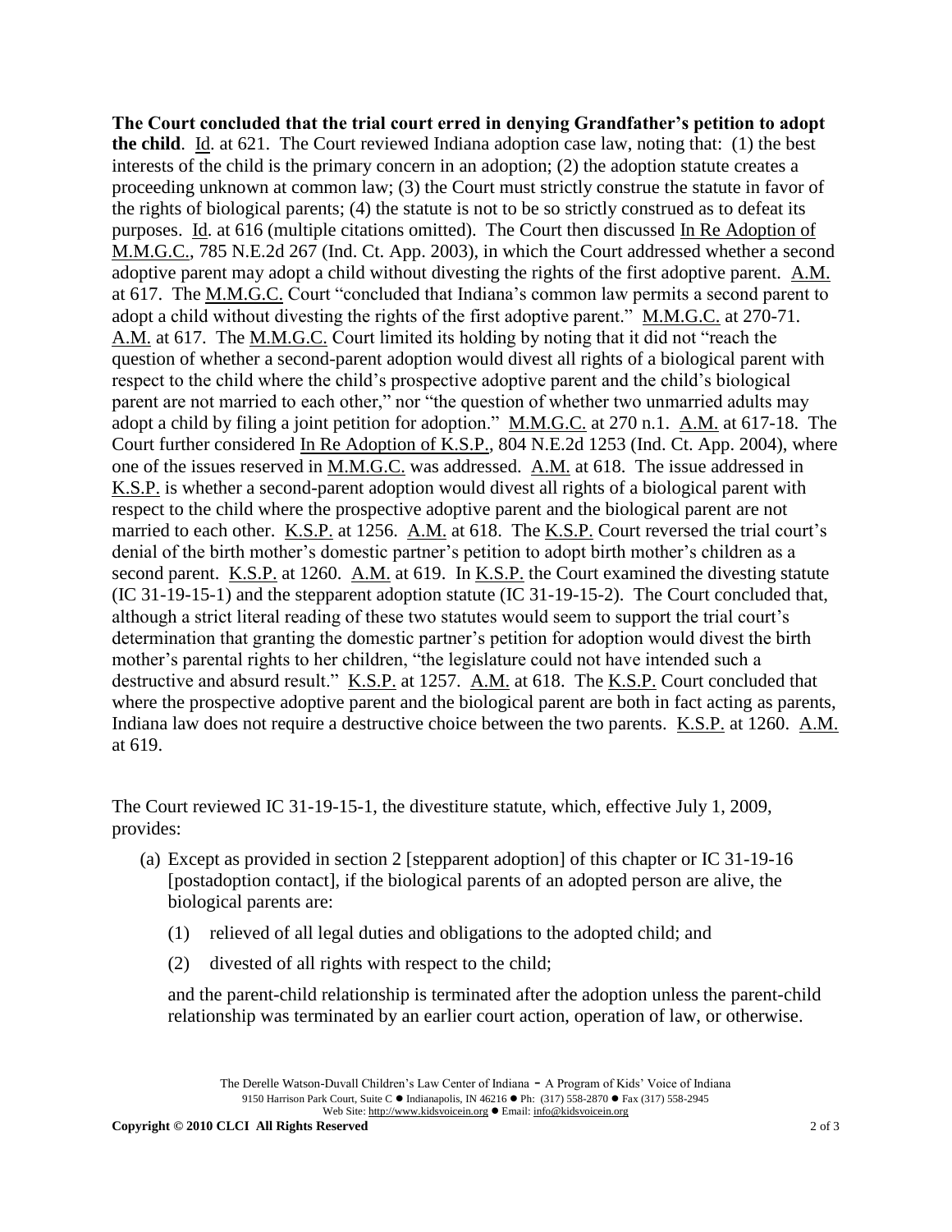**The Court concluded that the trial court erred in denying Grandfather's petition to adopt the child**. Id. at 621. The Court reviewed Indiana adoption case law, noting that: (1) the best interests of the child is the primary concern in an adoption; (2) the adoption statute creates a proceeding unknown at common law; (3) the Court must strictly construe the statute in favor of the rights of biological parents; (4) the statute is not to be so strictly construed as to defeat its purposes. Id. at 616 (multiple citations omitted). The Court then discussed In Re Adoption of M.M.G.C., 785 N.E.2d 267 (Ind. Ct. App. 2003), in which the Court addressed whether a second adoptive parent may adopt a child without divesting the rights of the first adoptive parent. A.M. at 617. The M.M.G.C. Court "concluded that Indiana's common law permits a second parent to adopt a child without divesting the rights of the first adoptive parent." M.M.G.C. at 270-71. A.M. at 617. The M.M.G.C. Court limited its holding by noting that it did not "reach the question of whether a second-parent adoption would divest all rights of a biological parent with respect to the child where the child's prospective adoptive parent and the child's biological parent are not married to each other," nor "the question of whether two unmarried adults may adopt a child by filing a joint petition for adoption." M.M.G.C. at 270 n.1. A.M. at 617-18. The Court further considered In Re Adoption of K.S.P., 804 N.E.2d 1253 (Ind. Ct. App. 2004), where one of the issues reserved in M.M.G.C. was addressed. A.M. at 618. The issue addressed in K.S.P. is whether a second-parent adoption would divest all rights of a biological parent with respect to the child where the prospective adoptive parent and the biological parent are not married to each other. K.S.P. at 1256. A.M. at 618. The K.S.P. Court reversed the trial court's denial of the birth mother's domestic partner's petition to adopt birth mother's children as a second parent. K.S.P. at 1260. A.M. at 619. In K.S.P. the Court examined the divesting statute (IC 31-19-15-1) and the stepparent adoption statute (IC 31-19-15-2). The Court concluded that, although a strict literal reading of these two statutes would seem to support the trial court's determination that granting the domestic partner's petition for adoption would divest the birth mother's parental rights to her children, "the legislature could not have intended such a destructive and absurd result." K.S.P. at 1257. A.M. at 618. The K.S.P. Court concluded that where the prospective adoptive parent and the biological parent are both in fact acting as parents, Indiana law does not require a destructive choice between the two parents. K.S.P. at 1260. A.M. at 619.

The Court reviewed IC 31-19-15-1, the divestiture statute, which, effective July 1, 2009, provides:

(a) Except as provided in section 2 [stepparent adoption] of this chapter or IC 31-19-16 [postadoption contact], if the biological parents of an adopted person are alive, the biological parents are:

  (1) relieved of all legal duties and obligations to the adopted child; and

  (2) divested of all rights with respect to the child;

  and the parent-child relationship is terminated after the adoption unless the parent-child relationship was terminated by an earlier court action, operation of law, or otherwise.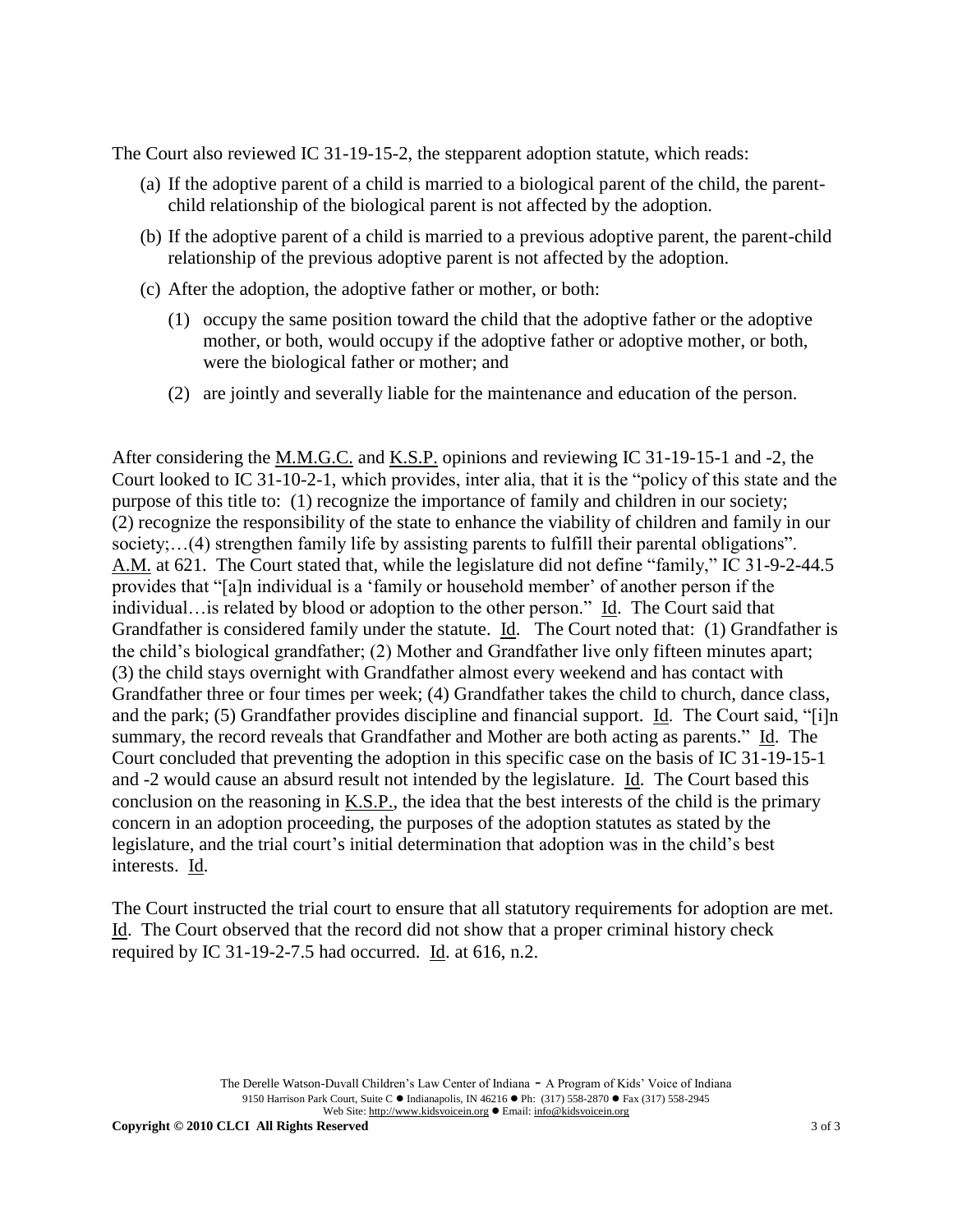The Court also reviewed IC 31-19-15-2, the stepparent adoption statute, which reads:

(a) If the adoptive parent of a child is married to a biological parent of the child, the parent-child relationship of the biological parent is not affected by the adoption.

(b) If the adoptive parent of a child is married to a previous adoptive parent, the parent-child relationship of the previous adoptive parent is not affected by the adoption.

(c) After the adoption, the adoptive father or mother, or both:

   (1) occupy the same position toward the child that the adoptive father or the adoptive mother, or both, would occupy if the adoptive father or adoptive mother, or both, were the biological father or mother; and

   (2) are jointly and severally liable for the maintenance and education of the person.

After considering the M.M.G.C. and K.S.P. opinions and reviewing IC 31-19-15-1 and -2, the Court looked to IC 31-10-2-1, which provides, inter alia, that it is the "policy of this state and the purpose of this title to: (1) recognize the importance of family and children in our society; (2) recognize the responsibility of the state to enhance the viability of children and family in our society;…(4) strengthen family life by assisting parents to fulfill their parental obligations". A.M. at 621. The Court stated that, while the legislature did not define "family," IC 31-9-2-44.5 provides that "[a]n individual is a 'family or household member' of another person if the individual…is related by blood or adoption to the other person." Id. The Court said that Grandfather is considered family under the statute. Id. The Court noted that: (1) Grandfather is the child's biological grandfather; (2) Mother and Grandfather live only fifteen minutes apart; (3) the child stays overnight with Grandfather almost every weekend and has contact with Grandfather three or four times per week; (4) Grandfather takes the child to church, dance class, and the park; (5) Grandfather provides discipline and financial support. Id. The Court said, "[i]n summary, the record reveals that Grandfather and Mother are both acting as parents." Id. The Court concluded that preventing the adoption in this specific case on the basis of IC 31-19-15-1 and -2 would cause an absurd result not intended by the legislature. Id. The Court based this conclusion on the reasoning in K.S.P., the idea that the best interests of the child is the primary concern in an adoption proceeding, the purposes of the adoption statutes as stated by the legislature, and the trial court's initial determination that adoption was in the child's best interests. Id.

The Court instructed the trial court to ensure that all statutory requirements for adoption are met. Id. The Court observed that the record did not show that a proper criminal history check required by IC 31-19-2-7.5 had occurred. Id. at 616, n.2.